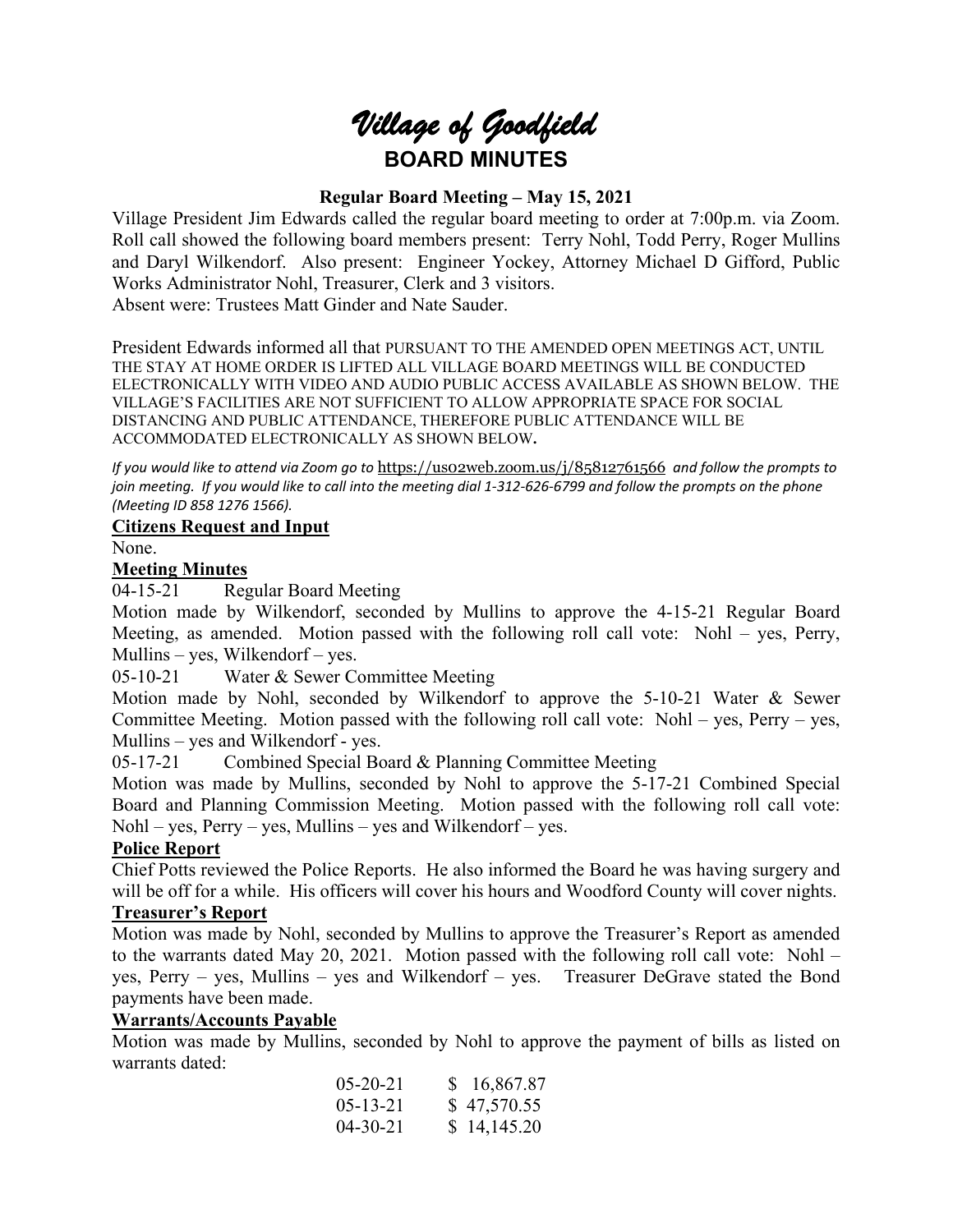# *Village of Goodfield*

## BOARD MINUTES

### Regular Board Meeting – May 15, 2021

Village President Jim Edwards called the regular board meeting to order at 7:00p.m. via Zoom. Roll call showed the following board members present: Terry Nohl, Todd Perry, Roger Mullins and Daryl Wilkendorf. Also present: Engineer Yockey, Attorney Michael D Gifford, Public Works Administrator Nohl, Treasurer, Clerk and 3 visitors.
Absent were: Trustees Matt Ginder and Nate Sauder.

President Edwards informed all that PURSUANT TO THE AMENDED OPEN MEETINGS ACT, UNTIL THE STAY AT HOME ORDER IS LIFTED ALL VILLAGE BOARD MEETINGS WILL BE CONDUCTED ELECTRONICALLY WITH VIDEO AND AUDIO PUBLIC ACCESS AVAILABLE AS SHOWN BELOW. THE VILLAGE'S FACILITIES ARE NOT SUFFICIENT TO ALLOW APPROPRIATE SPACE FOR SOCIAL DISTANCING AND PUBLIC ATTENDANCE, THEREFORE PUBLIC ATTENDANCE WILL BE ACCOMMODATED ELECTRONICALLY AS SHOWN BELOW**.**

*If you would like to attend via Zoom go to* https://us02web.zoom.us/j/85812761566 *and follow the prompts to join meeting. If you would like to call into the meeting dial 1-312-626-6799 and follow the prompts on the phone (Meeting ID 858 1276 1566).*

**Citizens Request and Input**

None.

**Meeting Minutes**

04-15-21 Regular Board Meeting

Motion made by Wilkendorf, seconded by Mullins to approve the 4-15-21 Regular Board Meeting, as amended. Motion passed with the following roll call vote: Nohl – yes, Perry, Mullins – yes, Wilkendorf – yes.

05-10-21 Water & Sewer Committee Meeting

Motion made by Nohl, seconded by Wilkendorf to approve the 5-10-21 Water & Sewer Committee Meeting. Motion passed with the following roll call vote: Nohl – yes, Perry – yes, Mullins – yes and Wilkendorf - yes.

05-17-21 Combined Special Board & Planning Committee Meeting

Motion was made by Mullins, seconded by Nohl to approve the 5-17-21 Combined Special Board and Planning Commission Meeting. Motion passed with the following roll call vote: Nohl – yes, Perry – yes, Mullins – yes and Wilkendorf – yes.

**Police Report**

Chief Potts reviewed the Police Reports. He also informed the Board he was having surgery and will be off for a while. His officers will cover his hours and Woodford County will cover nights.

**Treasurer's Report**

Motion was made by Nohl, seconded by Mullins to approve the Treasurer's Report as amended to the warrants dated May 20, 2021. Motion passed with the following roll call vote: Nohl – yes, Perry – yes, Mullins – yes and Wilkendorf – yes. Treasurer DeGrave stated the Bond payments have been made.

**Warrants/Accounts Payable**

Motion was made by Mullins, seconded by Nohl to approve the payment of bills as listed on warrants dated:

| | |
|---|---|
| 05-20-21 | $ 16,867.87 |
| 05-13-21 | $ 47,570.55 |
| 04-30-21 | $ 14,145.20 |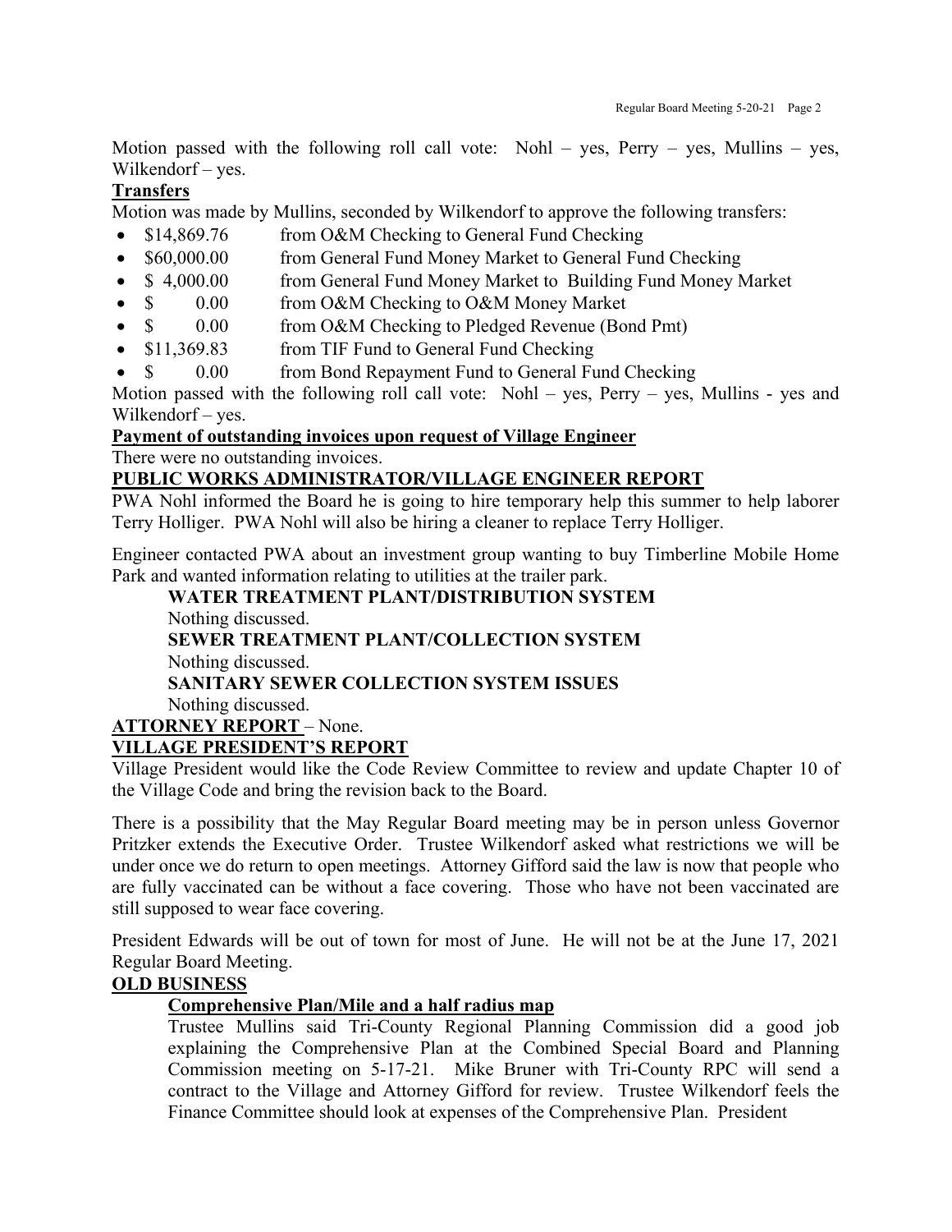Motion passed with the following roll call vote: Nohl – yes, Perry – yes, Mullins – yes, Wilkendorf – yes.

**Transfers**

Motion was made by Mullins, seconded by Wilkendorf to approve the following transfers:

- $14,869.76 from O&M Checking to General Fund Checking
- $60,000.00 from General Fund Money Market to General Fund Checking
- $ 4,000.00 from General Fund Money Market to Building Fund Money Market
- $ 0.00 from O&M Checking to O&M Money Market
- $ 0.00 from O&M Checking to Pledged Revenue (Bond Pmt)
- $11,369.83 from TIF Fund to General Fund Checking
- $ 0.00 from Bond Repayment Fund to General Fund Checking

Motion passed with the following roll call vote: Nohl – yes, Perry – yes, Mullins - yes and Wilkendorf – yes.

**Payment of outstanding invoices upon request of Village Engineer**

There were no outstanding invoices.

**PUBLIC WORKS ADMINISTRATOR/VILLAGE ENGINEER REPORT**

PWA Nohl informed the Board he is going to hire temporary help this summer to help laborer Terry Holliger. PWA Nohl will also be hiring a cleaner to replace Terry Holliger.

Engineer contacted PWA about an investment group wanting to buy Timberline Mobile Home Park and wanted information relating to utilities at the trailer park.

**WATER TREATMENT PLANT/DISTRIBUTION SYSTEM**

Nothing discussed.

**SEWER TREATMENT PLANT/COLLECTION SYSTEM**

Nothing discussed.

**SANITARY SEWER COLLECTION SYSTEM ISSUES**

Nothing discussed.

**ATTORNEY REPORT** – None.

**VILLAGE PRESIDENT'S REPORT**

Village President would like the Code Review Committee to review and update Chapter 10 of the Village Code and bring the revision back to the Board.

There is a possibility that the May Regular Board meeting may be in person unless Governor Pritzker extends the Executive Order. Trustee Wilkendorf asked what restrictions we will be under once we do return to open meetings. Attorney Gifford said the law is now that people who are fully vaccinated can be without a face covering. Those who have not been vaccinated are still supposed to wear face covering.

President Edwards will be out of town for most of June. He will not be at the June 17, 2021 Regular Board Meeting.

**OLD BUSINESS**

**Comprehensive Plan/Mile and a half radius map**

Trustee Mullins said Tri-County Regional Planning Commission did a good job explaining the Comprehensive Plan at the Combined Special Board and Planning Commission meeting on 5-17-21. Mike Bruner with Tri-County RPC will send a contract to the Village and Attorney Gifford for review. Trustee Wilkendorf feels the Finance Committee should look at expenses of the Comprehensive Plan. President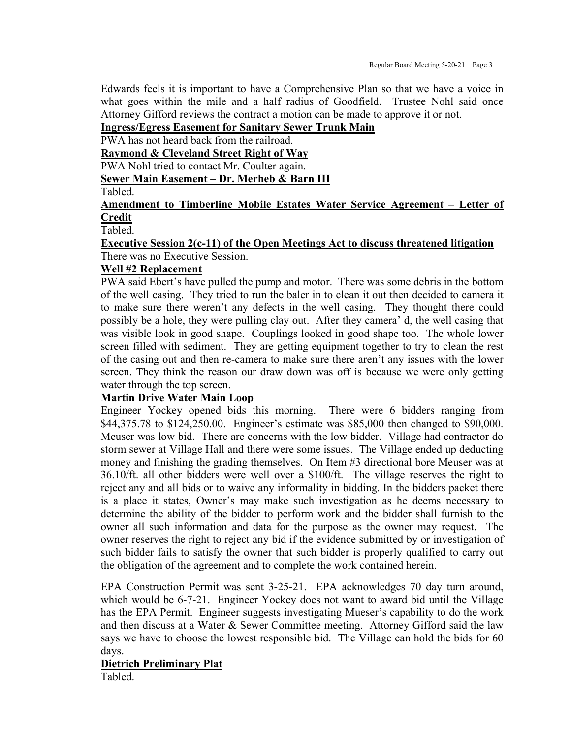Edwards feels it is important to have a Comprehensive Plan so that we have a voice in what goes within the mile and a half radius of Goodfield. Trustee Nohl said once Attorney Gifford reviews the contract a motion can be made to approve it or not.

**Ingress/Egress Easement for Sanitary Sewer Trunk Main**

PWA has not heard back from the railroad.

**Raymond & Cleveland Street Right of Way**

PWA Nohl tried to contact Mr. Coulter again.

**Sewer Main Easement – Dr. Merheb & Barn III**

Tabled.

**Amendment to Timberline Mobile Estates Water Service Agreement – Letter of Credit**

Tabled.

**Executive Session 2(c-11) of the Open Meetings Act to discuss threatened litigation**

There was no Executive Session.

**Well #2 Replacement**

PWA said Ebert's have pulled the pump and motor. There was some debris in the bottom of the well casing. They tried to run the baler in to clean it out then decided to camera it to make sure there weren't any defects in the well casing. They thought there could possibly be a hole, they were pulling clay out. After they camera' d, the well casing that was visible look in good shape. Couplings looked in good shape too. The whole lower screen filled with sediment. They are getting equipment together to try to clean the rest of the casing out and then re-camera to make sure there aren't any issues with the lower screen. They think the reason our draw down was off is because we were only getting water through the top screen.

**Martin Drive Water Main Loop**

Engineer Yockey opened bids this morning. There were 6 bidders ranging from $44,375.78 to $124,250.00. Engineer's estimate was $85,000 then changed to $90,000. Meuser was low bid. There are concerns with the low bidder. Village had contractor do storm sewer at Village Hall and there were some issues. The Village ended up deducting money and finishing the grading themselves. On Item #3 directional bore Meuser was at 36.10/ft. all other bidders were well over a $100/ft. The village reserves the right to reject any and all bids or to waive any informality in bidding. In the bidders packet there is a place it states, Owner's may make such investigation as he deems necessary to determine the ability of the bidder to perform work and the bidder shall furnish to the owner all such information and data for the purpose as the owner may request. The owner reserves the right to reject any bid if the evidence submitted by or investigation of such bidder fails to satisfy the owner that such bidder is properly qualified to carry out the obligation of the agreement and to complete the work contained herein.

EPA Construction Permit was sent 3-25-21. EPA acknowledges 70 day turn around, which would be 6-7-21. Engineer Yockey does not want to award bid until the Village has the EPA Permit. Engineer suggests investigating Mueser's capability to do the work and then discuss at a Water & Sewer Committee meeting. Attorney Gifford said the law says we have to choose the lowest responsible bid. The Village can hold the bids for 60 days.

**Dietrich Preliminary Plat**

Tabled.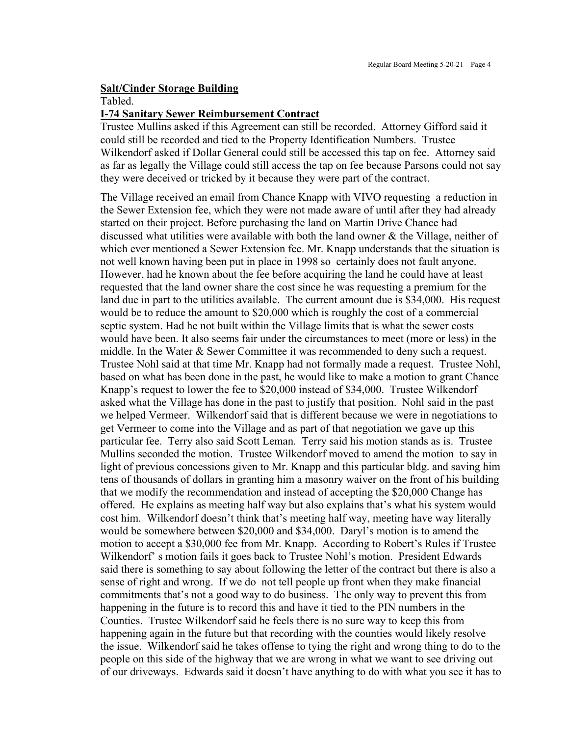**Salt/Cinder Storage Building**

Tabled.

**I-74 Sanitary Sewer Reimbursement Contract**

Trustee Mullins asked if this Agreement can still be recorded. Attorney Gifford said it could still be recorded and tied to the Property Identification Numbers. Trustee Wilkendorf asked if Dollar General could still be accessed this tap on fee. Attorney said as far as legally the Village could still access the tap on fee because Parsons could not say they were deceived or tricked by it because they were part of the contract.

The Village received an email from Chance Knapp with VIVO requesting a reduction in the Sewer Extension fee, which they were not made aware of until after they had already started on their project. Before purchasing the land on Martin Drive Chance had discussed what utilities were available with both the land owner & the Village, neither of which ever mentioned a Sewer Extension fee. Mr. Knapp understands that the situation is not well known having been put in place in 1998 so certainly does not fault anyone. However, had he known about the fee before acquiring the land he could have at least requested that the land owner share the cost since he was requesting a premium for the land due in part to the utilities available. The current amount due is $34,000. His request would be to reduce the amount to $20,000 which is roughly the cost of a commercial septic system. Had he not built within the Village limits that is what the sewer costs would have been. It also seems fair under the circumstances to meet (more or less) in the middle. In the Water & Sewer Committee it was recommended to deny such a request. Trustee Nohl said at that time Mr. Knapp had not formally made a request. Trustee Nohl, based on what has been done in the past, he would like to make a motion to grant Chance Knapp's request to lower the fee to $20,000 instead of $34,000. Trustee Wilkendorf asked what the Village has done in the past to justify that position. Nohl said in the past we helped Vermeer. Wilkendorf said that is different because we were in negotiations to get Vermeer to come into the Village and as part of that negotiation we gave up this particular fee. Terry also said Scott Leman. Terry said his motion stands as is. Trustee Mullins seconded the motion. Trustee Wilkendorf moved to amend the motion to say in light of previous concessions given to Mr. Knapp and this particular bldg. and saving him tens of thousands of dollars in granting him a masonry waiver on the front of his building that we modify the recommendation and instead of accepting the $20,000 Change has offered. He explains as meeting half way but also explains that's what his system would cost him. Wilkendorf doesn't think that's meeting half way, meeting have way literally would be somewhere between $20,000 and $34,000. Daryl's motion is to amend the motion to accept a $30,000 fee from Mr. Knapp. According to Robert's Rules if Trustee Wilkendorf' s motion fails it goes back to Trustee Nohl's motion. President Edwards said there is something to say about following the letter of the contract but there is also a sense of right and wrong. If we do not tell people up front when they make financial commitments that's not a good way to do business. The only way to prevent this from happening in the future is to record this and have it tied to the PIN numbers in the Counties. Trustee Wilkendorf said he feels there is no sure way to keep this from happening again in the future but that recording with the counties would likely resolve the issue. Wilkendorf said he takes offense to tying the right and wrong thing to do to the people on this side of the highway that we are wrong in what we want to see driving out of our driveways. Edwards said it doesn't have anything to do with what you see it has to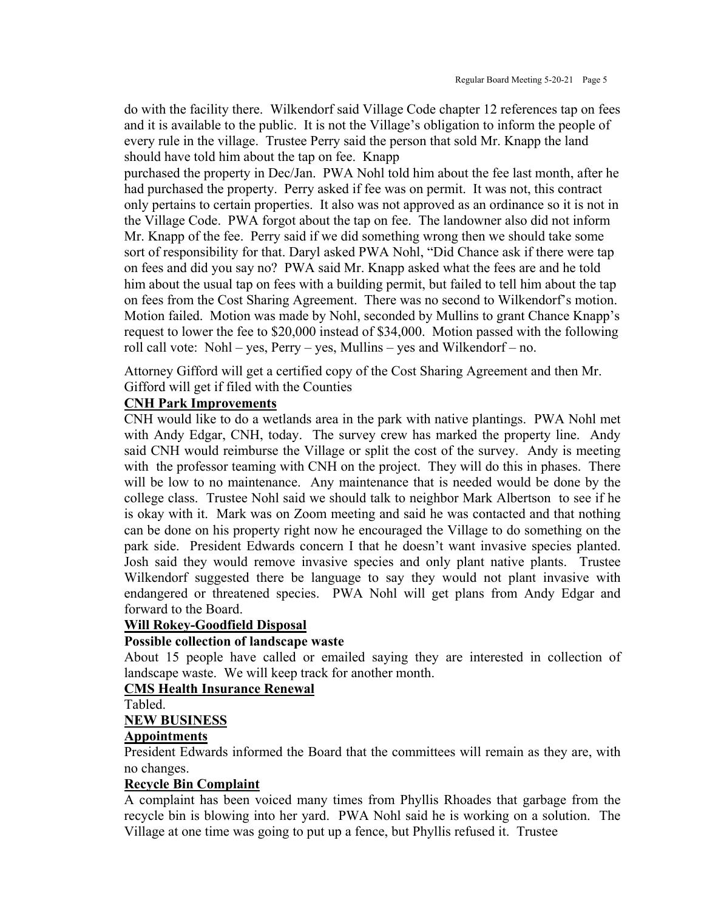do with the facility there. Wilkendorf said Village Code chapter 12 references tap on fees and it is available to the public. It is not the Village's obligation to inform the people of every rule in the village. Trustee Perry said the person that sold Mr. Knapp the land should have told him about the tap on fee. Knapp purchased the property in Dec/Jan. PWA Nohl told him about the fee last month, after he had purchased the property. Perry asked if fee was on permit. It was not, this contract only pertains to certain properties. It also was not approved as an ordinance so it is not in the Village Code. PWA forgot about the tap on fee. The landowner also did not inform Mr. Knapp of the fee. Perry said if we did something wrong then we should take some sort of responsibility for that. Daryl asked PWA Nohl, "Did Chance ask if there were tap on fees and did you say no? PWA said Mr. Knapp asked what the fees are and he told him about the usual tap on fees with a building permit, but failed to tell him about the tap on fees from the Cost Sharing Agreement. There was no second to Wilkendorf's motion. Motion failed. Motion was made by Nohl, seconded by Mullins to grant Chance Knapp's request to lower the fee to $20,000 instead of $34,000. Motion passed with the following roll call vote: Nohl – yes, Perry – yes, Mullins – yes and Wilkendorf – no.

Attorney Gifford will get a certified copy of the Cost Sharing Agreement and then Mr. Gifford will get if filed with the Counties

**CNH Park Improvements**

CNH would like to do a wetlands area in the park with native plantings. PWA Nohl met with Andy Edgar, CNH, today. The survey crew has marked the property line. Andy said CNH would reimburse the Village or split the cost of the survey. Andy is meeting with the professor teaming with CNH on the project. They will do this in phases. There will be low to no maintenance. Any maintenance that is needed would be done by the college class. Trustee Nohl said we should talk to neighbor Mark Albertson to see if he is okay with it. Mark was on Zoom meeting and said he was contacted and that nothing can be done on his property right now he encouraged the Village to do something on the park side. President Edwards concern I that he doesn't want invasive species planted. Josh said they would remove invasive species and only plant native plants. Trustee Wilkendorf suggested there be language to say they would not plant invasive with endangered or threatened species. PWA Nohl will get plans from Andy Edgar and forward to the Board.

**Will Rokey-Goodfield Disposal**

**Possible collection of landscape waste**

About 15 people have called or emailed saying they are interested in collection of landscape waste. We will keep track for another month.

**CMS Health Insurance Renewal**

Tabled.

**NEW BUSINESS**

**Appointments**

President Edwards informed the Board that the committees will remain as they are, with no changes.

**Recycle Bin Complaint**

A complaint has been voiced many times from Phyllis Rhoades that garbage from the recycle bin is blowing into her yard. PWA Nohl said he is working on a solution. The Village at one time was going to put up a fence, but Phyllis refused it. Trustee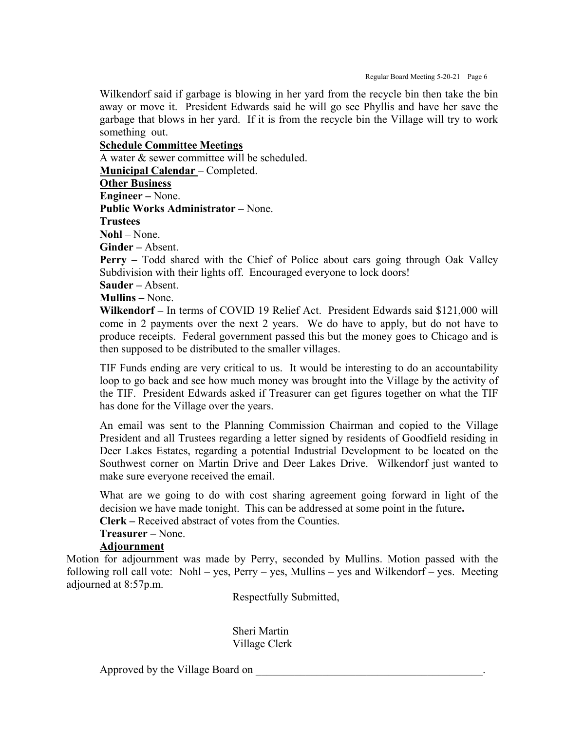Wilkendorf said if garbage is blowing in her yard from the recycle bin then take the bin away or move it. President Edwards said he will go see Phyllis and have her save the garbage that blows in her yard. If it is from the recycle bin the Village will try to work something out.

**Schedule Committee Meetings**

A water & sewer committee will be scheduled.

**Municipal Calendar** – Completed.

**Other Business**

**Engineer –** None.

**Public Works Administrator –** None.

**Trustees**

**Nohl** – None.

**Ginder –** Absent.

**Perry –** Todd shared with the Chief of Police about cars going through Oak Valley Subdivision with their lights off. Encouraged everyone to lock doors!

**Sauder –** Absent.

**Mullins –** None.

**Wilkendorf –** In terms of COVID 19 Relief Act. President Edwards said $121,000 will come in 2 payments over the next 2 years. We do have to apply, but do not have to produce receipts. Federal government passed this but the money goes to Chicago and is then supposed to be distributed to the smaller villages.

TIF Funds ending are very critical to us. It would be interesting to do an accountability loop to go back and see how much money was brought into the Village by the activity of the TIF. President Edwards asked if Treasurer can get figures together on what the TIF has done for the Village over the years.

An email was sent to the Planning Commission Chairman and copied to the Village President and all Trustees regarding a letter signed by residents of Goodfield residing in Deer Lakes Estates, regarding a potential Industrial Development to be located on the Southwest corner on Martin Drive and Deer Lakes Drive. Wilkendorf just wanted to make sure everyone received the email.

What are we going to do with cost sharing agreement going forward in light of the decision we have made tonight. This can be addressed at some point in the future**.**

**Clerk –** Received abstract of votes from the Counties.

**Treasurer** – None.

**Adjournment**

Motion for adjournment was made by Perry, seconded by Mullins. Motion passed with the following roll call vote: Nohl – yes, Perry – yes, Mullins – yes and Wilkendorf – yes. Meeting adjourned at 8:57p.m.

Respectfully Submitted,

Sheri Martin
Village Clerk

Approved by the Village Board on \_\_\_\_\_\_\_\_\_\_\_\_\_\_\_\_\_\_\_\_\_\_\_\_\_\_\_\_\_\_\_\_\_\_\_\_\_\_\_\_\_.